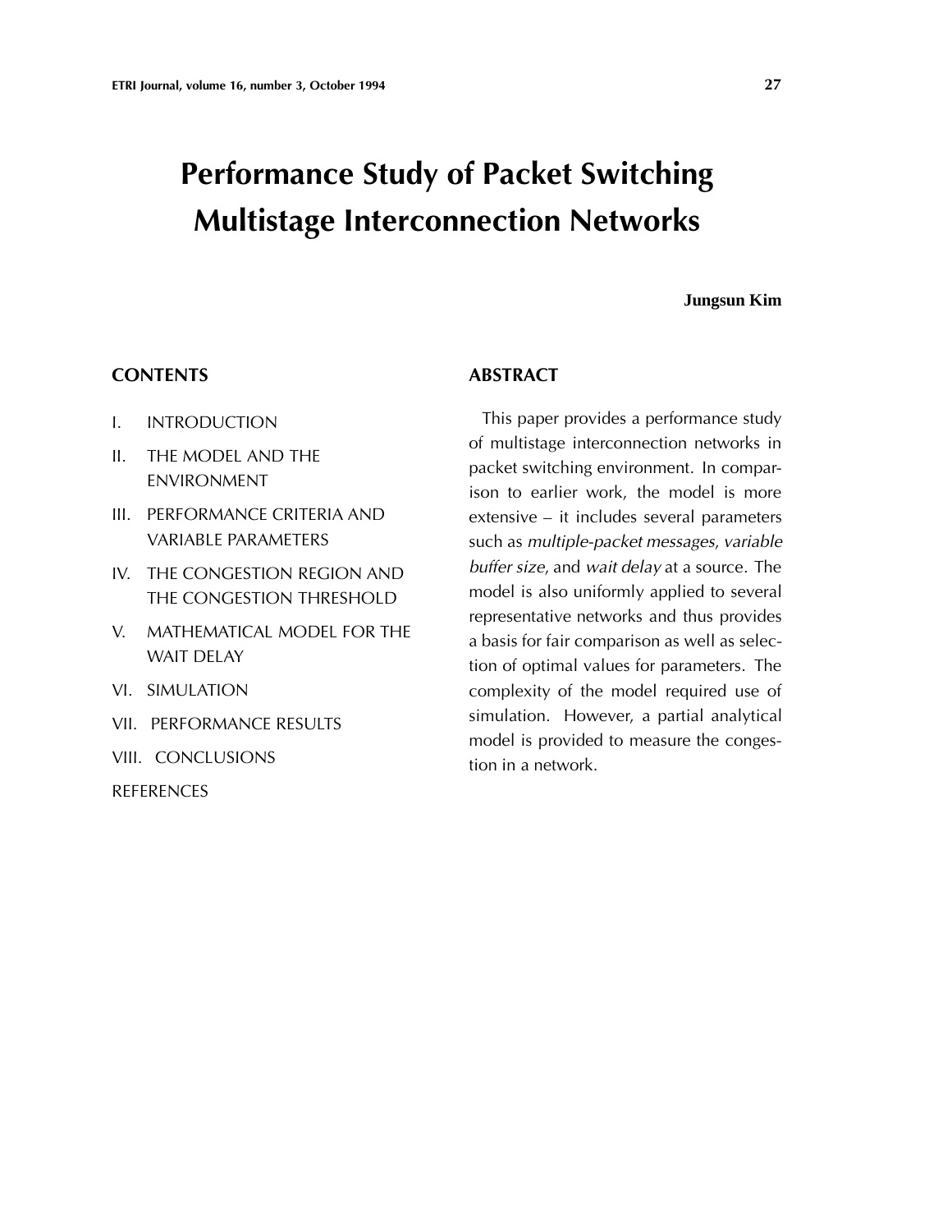# Performance Study of Packet Switching Multistage Interconnection Networks

**Jungsun Kim**

## CONTENTS

I. INTRODUCTION

II. THE MODEL AND THE ENVIRONMENT

III. PERFORMANCE CRITERIA AND VARIABLE PARAMETERS

IV. THE CONGESTION REGION AND THE CONGESTION THRESHOLD

V. MATHEMATICAL MODEL FOR THE WAIT DELAY

VI. SIMULATION

VII. PERFORMANCE RESULTS

VIII. CONCLUSIONS

REFERENCES

## ABSTRACT

This paper provides a performance study of multistage interconnection networks in packet switching environment. In comparison to earlier work, the model is more extensive – it includes several parameters such as *multiple-packet messages*, *variable buffer size*, and *wait delay* at a source. The model is also uniformly applied to several representative networks and thus provides a basis for fair comparison as well as selection of optimal values for parameters. The complexity of the model required use of simulation. However, a partial analytical model is provided to measure the congestion in a network.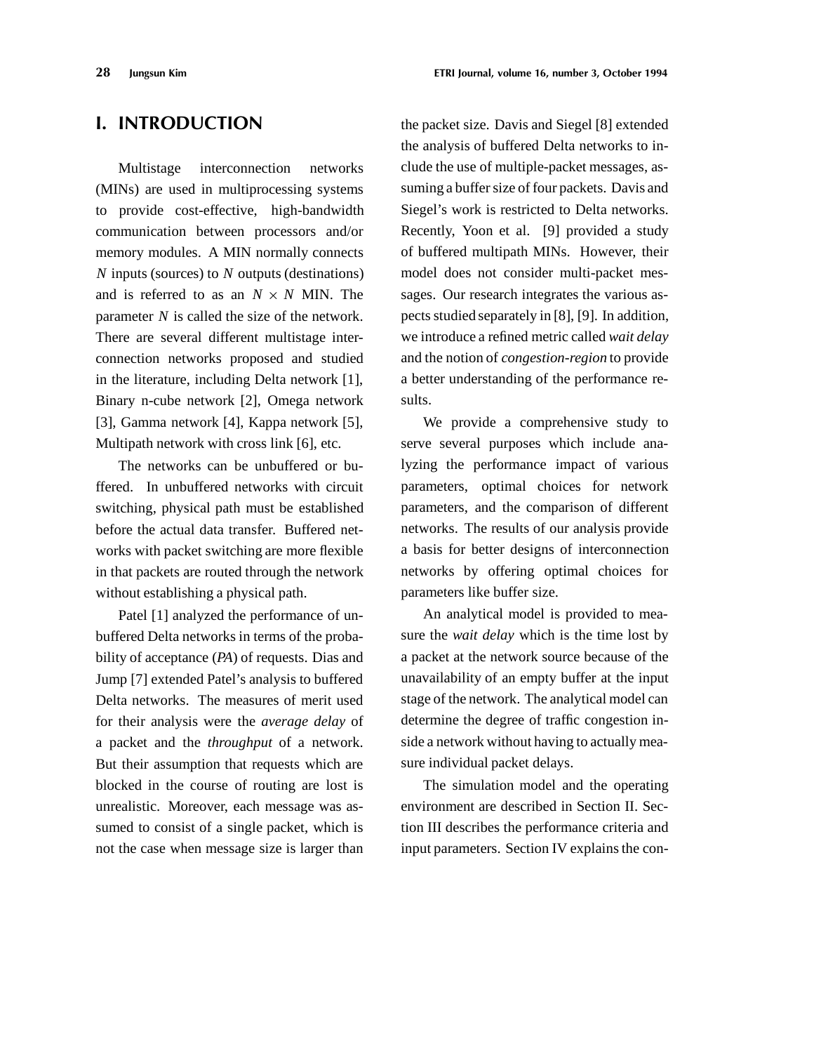# I. INTRODUCTION

Multistage interconnection networks (MINs) are used in multiprocessing systems to provide cost-effective, high-bandwidth communication between processors and/or memory modules. A MIN normally connects $N$ inputs (sources) to $N$ outputs (destinations) and is referred to as an $N \times N$ MIN. The parameter $N$ is called the size of the network. There are several different multistage interconnection networks proposed and studied in the literature, including Delta network [1], Binary n-cube network [2], Omega network [3], Gamma network [4], Kappa network [5], Multipath network with cross link [6], etc.

The networks can be unbuffered or buffered. In unbuffered networks with circuit switching, physical path must be established before the actual data transfer. Buffered networks with packet switching are more flexible in that packets are routed through the network without establishing a physical path.

Patel [1] analyzed the performance of unbuffered Delta networks in terms of the probability of acceptance (*PA*) of requests. Dias and Jump [7] extended Patel's analysis to buffered Delta networks. The measures of merit used for their analysis were the *average delay* of a packet and the *throughput* of a network. But their assumption that requests which are blocked in the course of routing are lost is unrealistic. Moreover, each message was assumed to consist of a single packet, which is not the case when message size is larger than the packet size. Davis and Siegel [8] extended the analysis of buffered Delta networks to include the use of multiple-packet messages, assuming a buffer size of four packets. Davis and Siegel's work is restricted to Delta networks. Recently, Yoon et al. [9] provided a study of buffered multipath MINs. However, their model does not consider multi-packet messages. Our research integrates the various aspects studied separately in [8], [9]. In addition, we introduce a refined metric called *wait delay* and the notion of *congestion-region* to provide a better understanding of the performance results.

We provide a comprehensive study to serve several purposes which include analyzing the performance impact of various parameters, optimal choices for network parameters, and the comparison of different networks. The results of our analysis provide a basis for better designs of interconnection networks by offering optimal choices for parameters like buffer size.

An analytical model is provided to measure the *wait delay* which is the time lost by a packet at the network source because of the unavailability of an empty buffer at the input stage of the network. The analytical model can determine the degree of traffic congestion inside a network without having to actually measure individual packet delays.

The simulation model and the operating environment are described in Section II. Section III describes the performance criteria and input parameters. Section IV explains the con-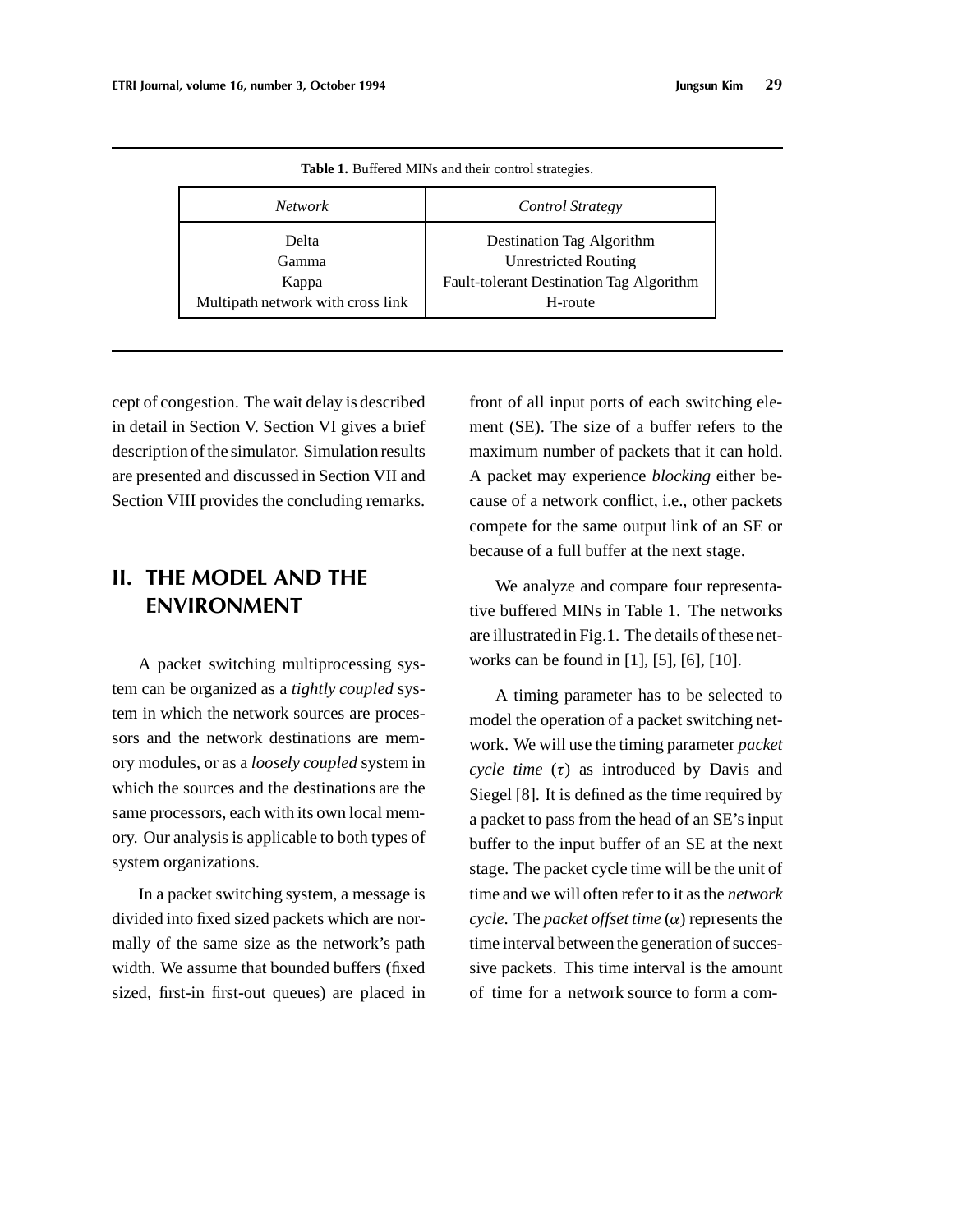**Table 1.** Buffered MINs and their control strategies.

| *Network* | *Control Strategy* |
| --- | --- |
| Delta | Destination Tag Algorithm |
| Gamma | Unrestricted Routing |
| Kappa | Fault-tolerant Destination Tag Algorithm |
| Multipath network with cross link | H-route |

cept of congestion. The wait delay is described in detail in Section V. Section VI gives a brief description of the simulator. Simulation results are presented and discussed in Section VII and Section VIII provides the concluding remarks.

## II. THE MODEL AND THE ENVIRONMENT

A packet switching multiprocessing system can be organized as a *tightly coupled* system in which the network sources are processors and the network destinations are memory modules, or as a *loosely coupled* system in which the sources and the destinations are the same processors, each with its own local memory. Our analysis is applicable to both types of system organizations.

In a packet switching system, a message is divided into fixed sized packets which are normally of the same size as the network's path width. We assume that bounded buffers (fixed sized, first-in first-out queues) are placed in front of all input ports of each switching element (SE). The size of a buffer refers to the maximum number of packets that it can hold. A packet may experience *blocking* either because of a network conflict, i.e., other packets compete for the same output link of an SE or because of a full buffer at the next stage.

We analyze and compare four representative buffered MINs in Table 1. The networks are illustrated in Fig.1. The details of these networks can be found in [1], [5], [6], [10].

A timing parameter has to be selected to model the operation of a packet switching network. We will use the timing parameter *packet cycle time* ($\tau$) as introduced by Davis and Siegel [8]. It is defined as the time required by a packet to pass from the head of an SE's input buffer to the input buffer of an SE at the next stage. The packet cycle time will be the unit of time and we will often refer to it as the *network cycle*. The *packet offset time* ($\alpha$) represents the time interval between the generation of successive packets. This time interval is the amount of time for a network source to form a com-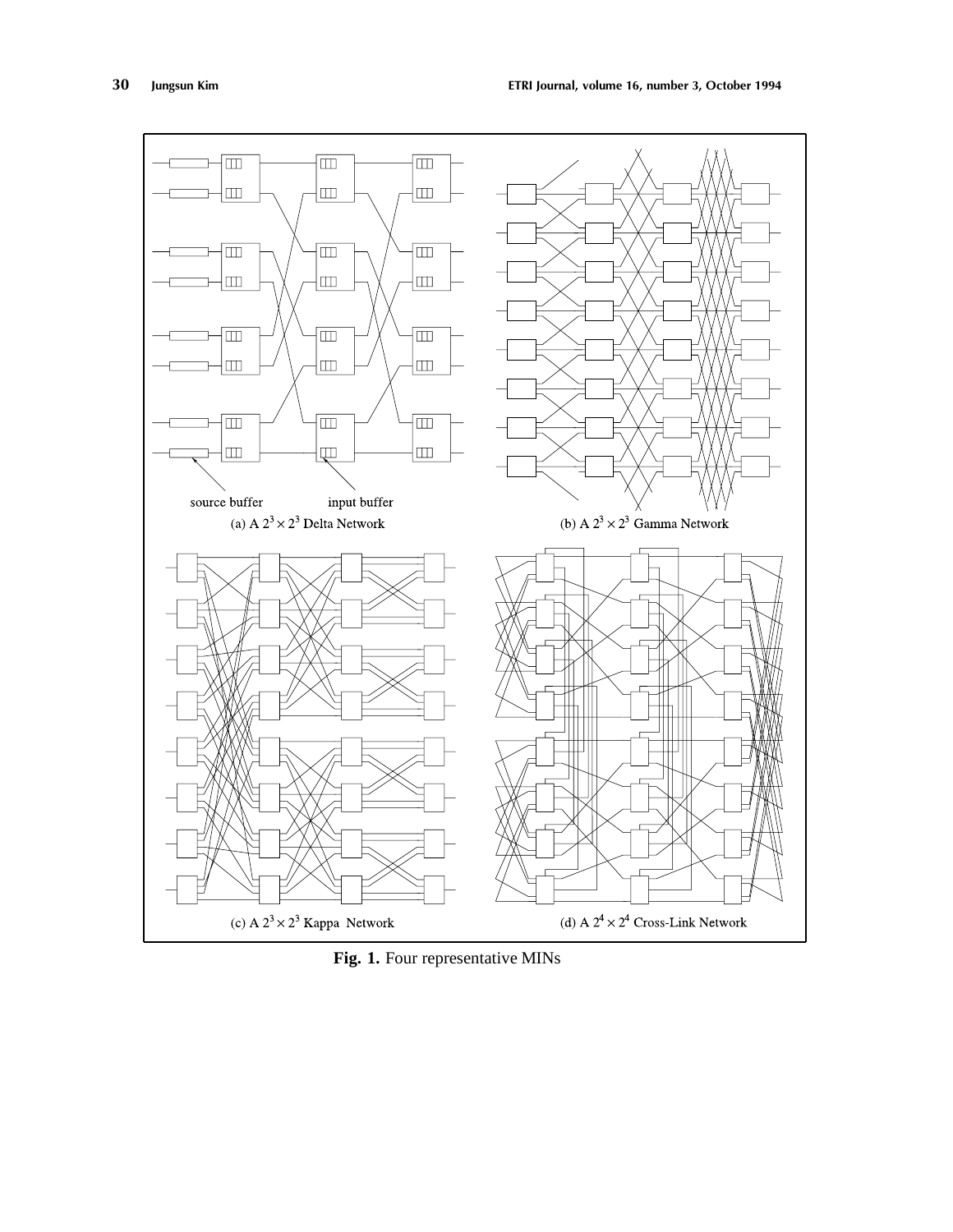source buffer

input buffer

(a) A $2^3 \times 2^3$ Delta Network

(b) A $2^3 \times 2^3$ Gamma Network

(c) A $2^3 \times 2^3$ Kappa Network

(d) A $2^4 \times 2^4$ Cross-Link Network

**Fig. 1.** Four representative MINs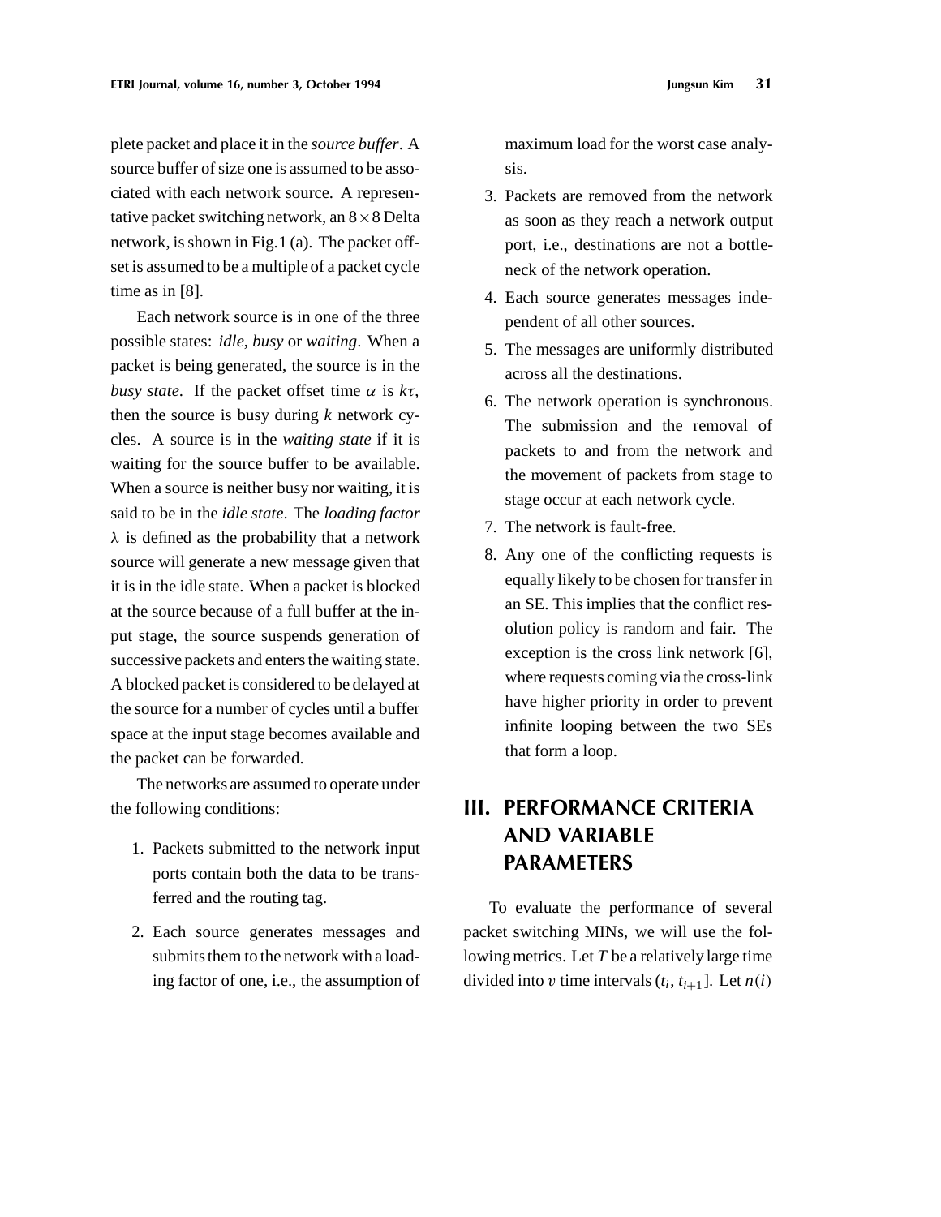plete packet and place it in the *source buffer*. A source buffer of size one is assumed to be associated with each network source. A representative packet switching network, an $8 \times 8$ Delta network, is shown in Fig.1 (a). The packet offset is assumed to be a multiple of a packet cycle time as in [8].

Each network source is in one of the three possible states: *idle*, *busy* or *waiting*. When a packet is being generated, the source is in the *busy state*. If the packet offset time $\alpha$ is $k\tau$, then the source is busy during $k$ network cycles. A source is in the *waiting state* if it is waiting for the source buffer to be available. When a source is neither busy nor waiting, it is said to be in the *idle state*. The *loading factor* $\lambda$ is defined as the probability that a network source will generate a new message given that it is in the idle state. When a packet is blocked at the source because of a full buffer at the input stage, the source suspends generation of successive packets and enters the waiting state. A blocked packet is considered to be delayed at the source for a number of cycles until a buffer space at the input stage becomes available and the packet can be forwarded.

The networks are assumed to operate under the following conditions:

1. Packets submitted to the network input ports contain both the data to be transferred and the routing tag.
2. Each source generates messages and submits them to the network with a loading factor of one, i.e., the assumption of maximum load for the worst case analysis.
3. Packets are removed from the network as soon as they reach a network output port, i.e., destinations are not a bottleneck of the network operation.
4. Each source generates messages independent of all other sources.
5. The messages are uniformly distributed across all the destinations.
6. The network operation is synchronous. The submission and the removal of packets to and from the network and the movement of packets from stage to stage occur at each network cycle.
7. The network is fault-free.
8. Any one of the conflicting requests is equally likely to be chosen for transfer in an SE. This implies that the conflict resolution policy is random and fair. The exception is the cross link network [6], where requests coming via the cross-link have higher priority in order to prevent infinite looping between the two SEs that form a loop.

## III. PERFORMANCE CRITERIA AND VARIABLE PARAMETERS

To evaluate the performance of several packet switching MINs, we will use the following metrics. Let $T$ be a relatively large time divided into $v$ time intervals $(t_i, t_{i+1}]$. Let $n(i)$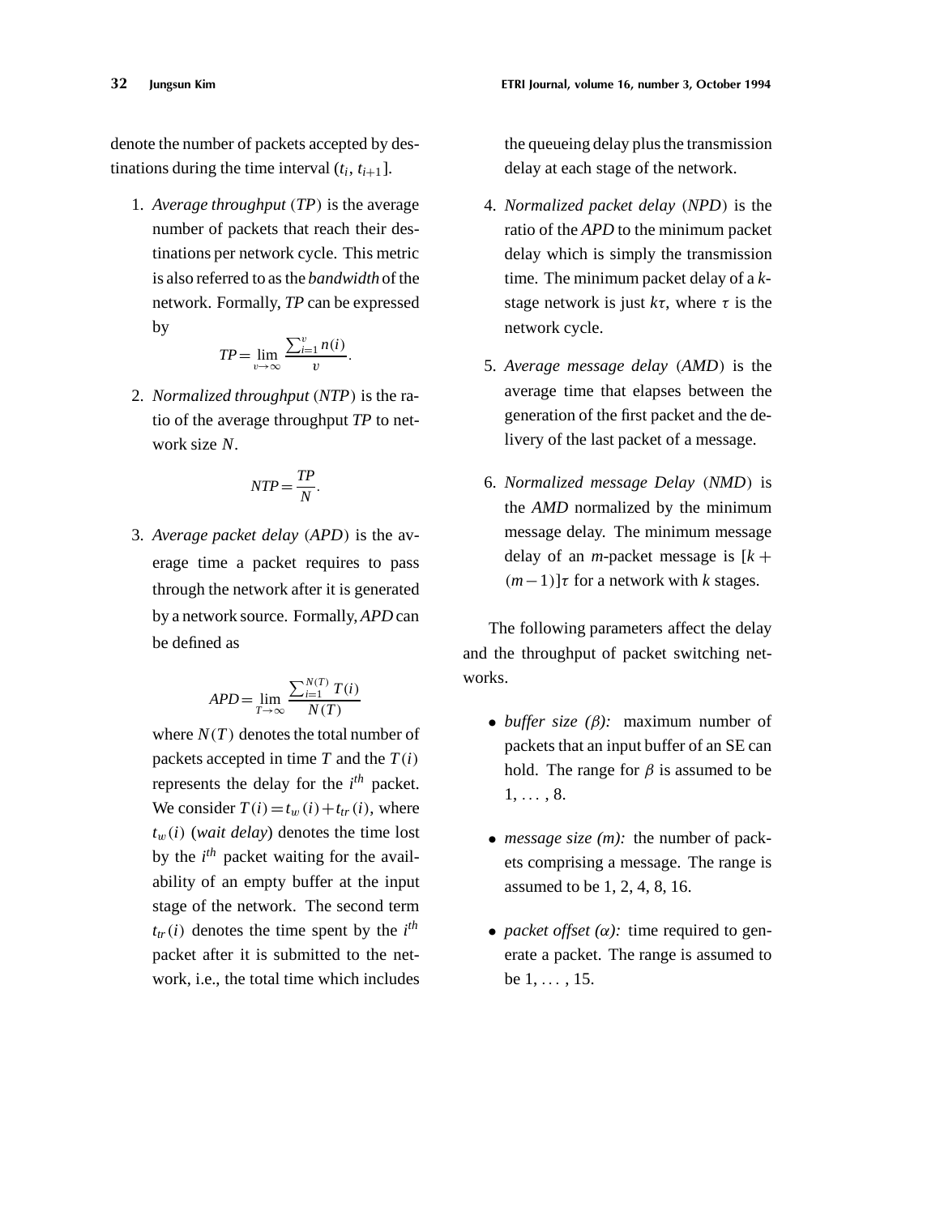denote the number of packets accepted by destinations during the time interval $(t_i, t_{i+1}]$.

1. *Average throughput* ($TP$) is the average number of packets that reach their destinations per network cycle. This metric is also referred to as the *bandwidth* of the network. Formally, $TP$ can be expressed by
$$TP = \lim_{v \to \infty} \frac{\sum_{i=1}^{v} n(i)}{v}.$$

2. *Normalized throughput* ($NTP$) is the ratio of the average throughput $TP$ to network size $N$.
$$NTP = \frac{TP}{N}.$$

3. *Average packet delay* ($APD$) is the average time a packet requires to pass through the network after it is generated by a network source. Formally, $APD$ can be defined as
$$APD = \lim_{T \to \infty} \frac{\sum_{i=1}^{N(T)} T(i)}{N(T)}$$
where $N(T)$ denotes the total number of packets accepted in time $T$ and the $T(i)$ represents the delay for the $i^{th}$ packet. We consider $T(i) = t_w(i) + t_{tr}(i)$, where $t_w(i)$ (*wait delay*) denotes the time lost by the $i^{th}$ packet waiting for the availability of an empty buffer at the input stage of the network. The second term $t_{tr}(i)$ denotes the time spent by the $i^{th}$ packet after it is submitted to the network, i.e., the total time which includes the queueing delay plus the transmission delay at each stage of the network.

4. *Normalized packet delay* ($NPD$) is the ratio of the $APD$ to the minimum packet delay which is simply the transmission time. The minimum packet delay of a $k$-stage network is just $k\tau$, where $\tau$ is the network cycle.

5. *Average message delay* ($AMD$) is the average time that elapses between the generation of the first packet and the delivery of the last packet of a message.

6. *Normalized message Delay* ($NMD$) is the $AMD$ normalized by the minimum message delay. The minimum message delay of an $m$-packet message is $[k + (m-1)]\tau$ for a network with $k$ stages.

The following parameters affect the delay and the throughput of packet switching networks.

- *buffer size* ($\beta$): maximum number of packets that an input buffer of an SE can hold. The range for $\beta$ is assumed to be $1, \ldots, 8$.

- *message size (m):* the number of packets comprising a message. The range is assumed to be 1, 2, 4, 8, 16.

- *packet offset* ($\alpha$): time required to generate a packet. The range is assumed to be $1, \ldots, 15$.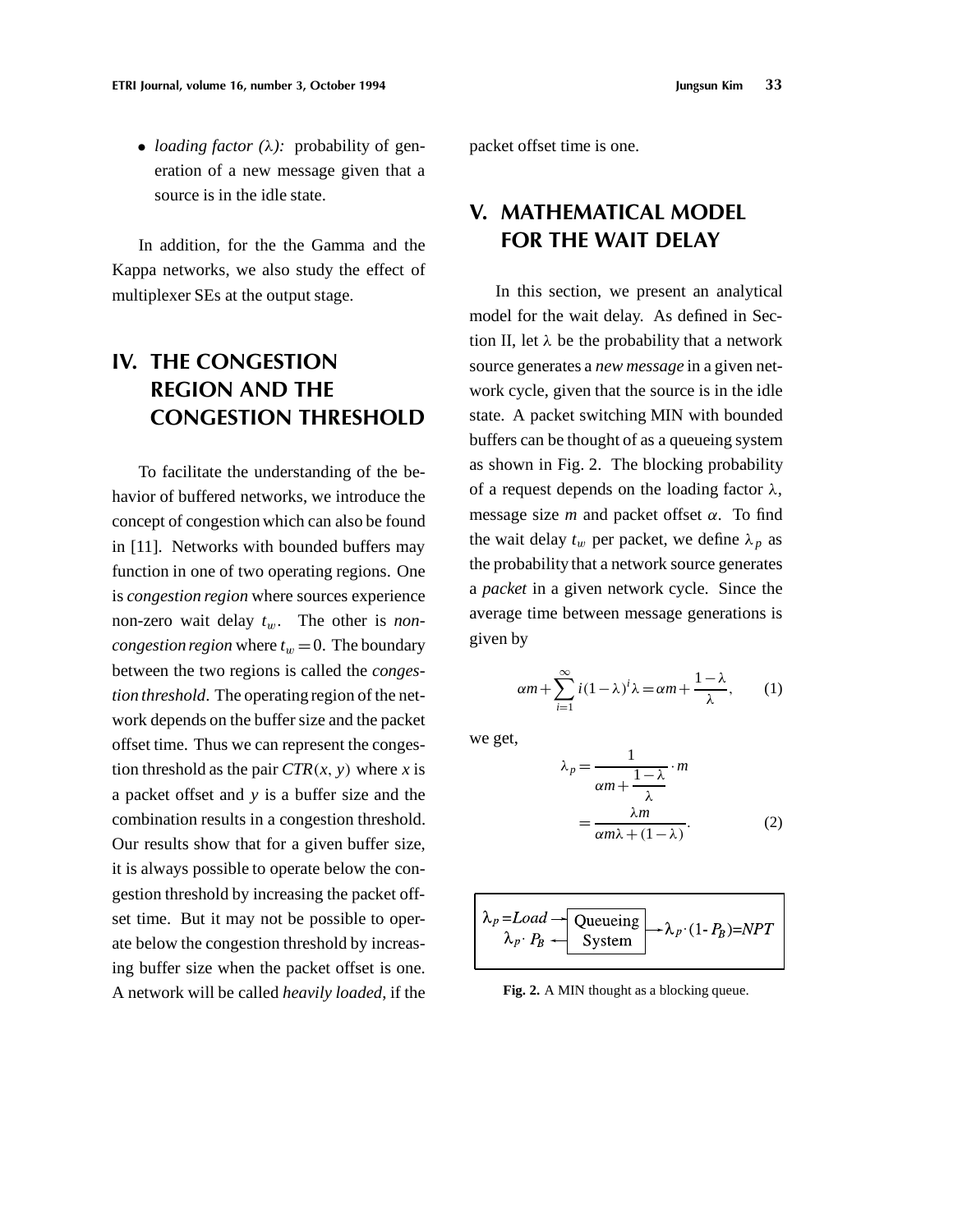- *loading factor ($\lambda$):* probability of generation of a new message given that a source is in the idle state.

In addition, for the the Gamma and the Kappa networks, we also study the effect of multiplexer SEs at the output stage.

## IV. THE CONGESTION REGION AND THE CONGESTION THRESHOLD

To facilitate the understanding of the behavior of buffered networks, we introduce the concept of congestion which can also be found in [11]. Networks with bounded buffers may function in one of two operating regions. One is *congestion region* where sources experience non-zero wait delay $t_w$. The other is *non-congestion region* where $t_w = 0$. The boundary between the two regions is called the *congestion threshold*. The operating region of the network depends on the buffer size and the packet offset time. Thus we can represent the congestion threshold as the pair $CTR(x, y)$ where $x$ is a packet offset and $y$ is a buffer size and the combination results in a congestion threshold. Our results show that for a given buffer size, it is always possible to operate below the congestion threshold by increasing the packet offset time. But it may not be possible to operate below the congestion threshold by increasing buffer size when the packet offset is one. A network will be called *heavily loaded*, if the packet offset time is one.

## V. MATHEMATICAL MODEL FOR THE WAIT DELAY

In this section, we present an analytical model for the wait delay. As defined in Section II, let $\lambda$ be the probability that a network source generates a *new message* in a given network cycle, given that the source is in the idle state. A packet switching MIN with bounded buffers can be thought of as a queueing system as shown in Fig. 2. The blocking probability of a request depends on the loading factor $\lambda$, message size $m$ and packet offset $\alpha$. To find the wait delay $t_w$ per packet, we define $\lambda_p$ as the probability that a network source generates a *packet* in a given network cycle. Since the average time between message generations is given by

$$\alpha m + \sum_{i=1}^{\infty} i(1-\lambda)^i \lambda = \alpha m + \frac{1-\lambda}{\lambda}, \qquad (1)$$

we get,

$$\lambda_p = \frac{1}{\alpha m + \dfrac{1-\lambda}{\lambda}} \cdot m = \frac{\lambda m}{\alpha m \lambda + (1-\lambda)}. \qquad (2)$$

$\lambda_p = Load \rightarrow$ Queueing System $\rightarrow \lambda_p \cdot (1 - P_B) = NPT$; $\lambda_p \cdot P_B \leftarrow$

**Fig. 2.** A MIN thought as a blocking queue.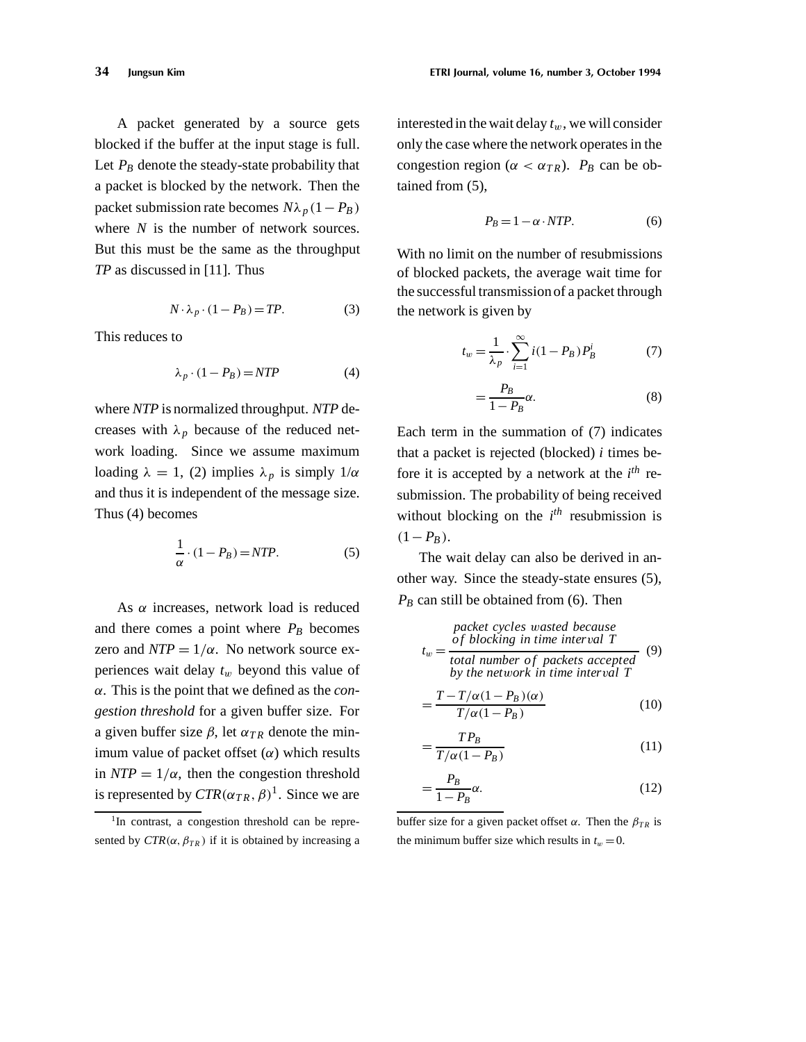A packet generated by a source gets blocked if the buffer at the input stage is full. Let $P_B$ denote the steady-state probability that a packet is blocked by the network. Then the packet submission rate becomes $N\lambda_p(1-P_B)$ where $N$ is the number of network sources. But this must be the same as the throughput *TP* as discussed in [11]. Thus

$$N \cdot \lambda_p \cdot (1-P_B) = TP. \tag{3}$$

This reduces to

$$\lambda_p \cdot (1-P_B) = NTP \tag{4}$$

where *NTP* is normalized throughput. *NTP* decreases with $\lambda_p$ because of the reduced network loading. Since we assume maximum loading $\lambda = 1$, (2) implies $\lambda_p$ is simply $1/\alpha$ and thus it is independent of the message size. Thus (4) becomes

$$\frac{1}{\alpha} \cdot (1-P_B) = NTP. \tag{5}$$

As $\alpha$ increases, network load is reduced and there comes a point where $P_B$ becomes zero and $NTP = 1/\alpha$. No network source experiences wait delay $t_w$ beyond this value of $\alpha$. This is the point that we defined as the *congestion threshold* for a given buffer size. For a given buffer size $\beta$, let $\alpha_{TR}$ denote the minimum value of packet offset ($\alpha$) which results in $NTP = 1/\alpha$, then the congestion threshold is represented by $CTR(\alpha_{TR}, \beta)$[1]. Since we are interested in the wait delay $t_w$, we will consider only the case where the network operates in the congestion region ($\alpha < \alpha_{TR}$). $P_B$ can be obtained from (5),

$$P_B = 1 - \alpha \cdot NTP. \tag{6}$$

With no limit on the number of resubmissions of blocked packets, the average wait time for the successful transmission of a packet through the network is given by

$$t_w = \frac{1}{\lambda_p} \cdot \sum_{i=1}^{\infty} i(1-P_B)P_B^i \tag{7}$$

$$= \frac{P_B}{1-P_B}\alpha. \tag{8}$$

Each term in the summation of (7) indicates that a packet is rejected (blocked) $i$ times before it is accepted by a network at the $i^{th}$ resubmission. The probability of being received without blocking on the $i^{th}$ resubmission is $(1-P_B)$.

The wait delay can also be derived in another way. Since the steady-state ensures (5), $P_B$ can still be obtained from (6). Then

$$t_w = \frac{\text{packet cycles wasted because of blocking in time interval } T}{\text{total number of packets accepted by the network in time interval } T} \tag{9}$$

$$= \frac{T - T/\alpha(1-P_B)(\alpha)}{T/\alpha(1-P_B)} \tag{10}$$

$$= \frac{TP_B}{T/\alpha(1-P_B)} \tag{11}$$

$$= \frac{P_B}{1-P_B}\alpha. \tag{12}$$

[1] In contrast, a congestion threshold can be represented by $CTR(\alpha, \beta_{TR})$ if it is obtained by increasing a buffer size for a given packet offset $\alpha$. Then the $\beta_{TR}$ is the minimum buffer size which results in $t_w = 0$.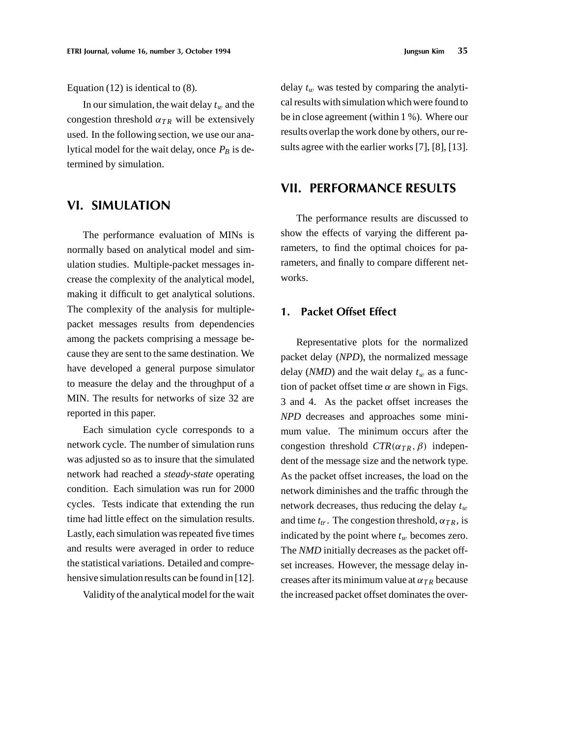Equation (12) is identical to (8).

In our simulation, the wait delay $t_w$ and the congestion threshold $\alpha_{TR}$ will be extensively used. In the following section, we use our analytical model for the wait delay, once $P_B$ is determined by simulation.

## VI. SIMULATION

The performance evaluation of MINs is normally based on analytical model and simulation studies. Multiple-packet messages increase the complexity of the analytical model, making it difficult to get analytical solutions. The complexity of the analysis for multiple-packet messages results from dependencies among the packets comprising a message because they are sent to the same destination. We have developed a general purpose simulator to measure the delay and the throughput of a MIN. The results for networks of size 32 are reported in this paper.

Each simulation cycle corresponds to a network cycle. The number of simulation runs was adjusted so as to insure that the simulated network had reached a *steady-state* operating condition. Each simulation was run for 2000 cycles. Tests indicate that extending the run time had little effect on the simulation results. Lastly, each simulation was repeated five times and results were averaged in order to reduce the statistical variations. Detailed and comprehensive simulation results can be found in [12].

Validity of the analytical model for the wait delay $t_w$ was tested by comparing the analytical results with simulation which were found to be in close agreement (within 1 %). Where our results overlap the work done by others, our results agree with the earlier works [7], [8], [13].

## VII. PERFORMANCE RESULTS

The performance results are discussed to show the effects of varying the different parameters, to find the optimal choices for parameters, and finally to compare different networks.

### 1. Packet Offset Effect

Representative plots for the normalized packet delay (*NPD*), the normalized message delay (*NMD*) and the wait delay $t_w$ as a function of packet offset time $\alpha$ are shown in Figs. 3 and 4. As the packet offset increases the *NPD* decreases and approaches some minimum value. The minimum occurs after the congestion threshold $CTR(\alpha_{TR}, \beta)$ independent of the message size and the network type. As the packet offset increases, the load on the network diminishes and the traffic through the network decreases, thus reducing the delay $t_w$ and time $t_{tr}$. The congestion threshold, $\alpha_{TR}$, is indicated by the point where $t_w$ becomes zero. The *NMD* initially decreases as the packet offset increases. However, the message delay increases after its minimum value at $\alpha_{TR}$ because the increased packet offset dominates the over-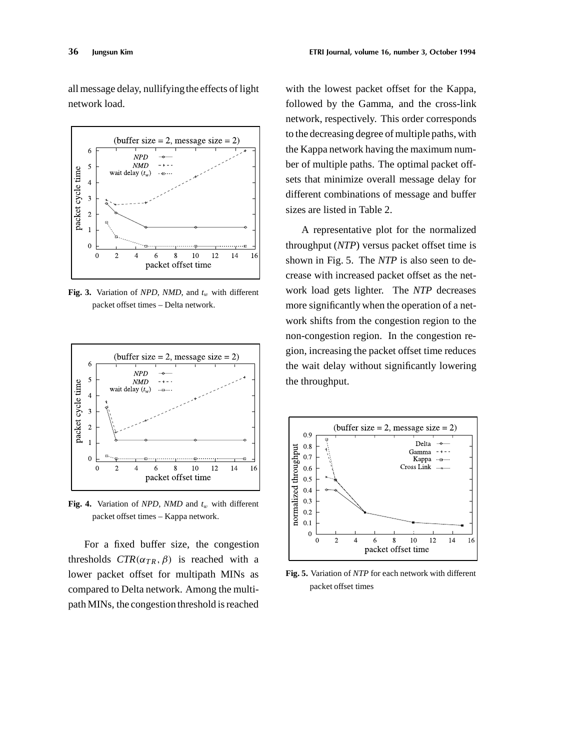all message delay, nullifying the effects of light network load.

Fig. 3. Variation of *NPD*, *NMD*, and $t_w$ with different packet offset times – Delta network.

Fig. 4. Variation of *NPD*, *NMD* and $t_w$ with different packet offset times – Kappa network.

For a fixed buffer size, the congestion thresholds $CTR(\alpha_{TR}, \beta)$ is reached with a lower packet offset for multipath MINs as compared to Delta network. Among the multipath MINs, the congestion threshold is reached with the lowest packet offset for the Kappa, followed by the Gamma, and the cross-link network, respectively. This order corresponds to the decreasing degree of multiple paths, with the Kappa network having the maximum number of multiple paths. The optimal packet offsets that minimize overall message delay for different combinations of message and buffer sizes are listed in Table 2.

A representative plot for the normalized throughput (*NTP*) versus packet offset time is shown in Fig. 5. The *NTP* is also seen to decrease with increased packet offset as the network load gets lighter. The *NTP* decreases more significantly when the operation of a network shifts from the congestion region to the non-congestion region. In the congestion region, increasing the packet offset time reduces the wait delay without significantly lowering the throughput.

Fig. 5. Variation of *NTP* for each network with different packet offset times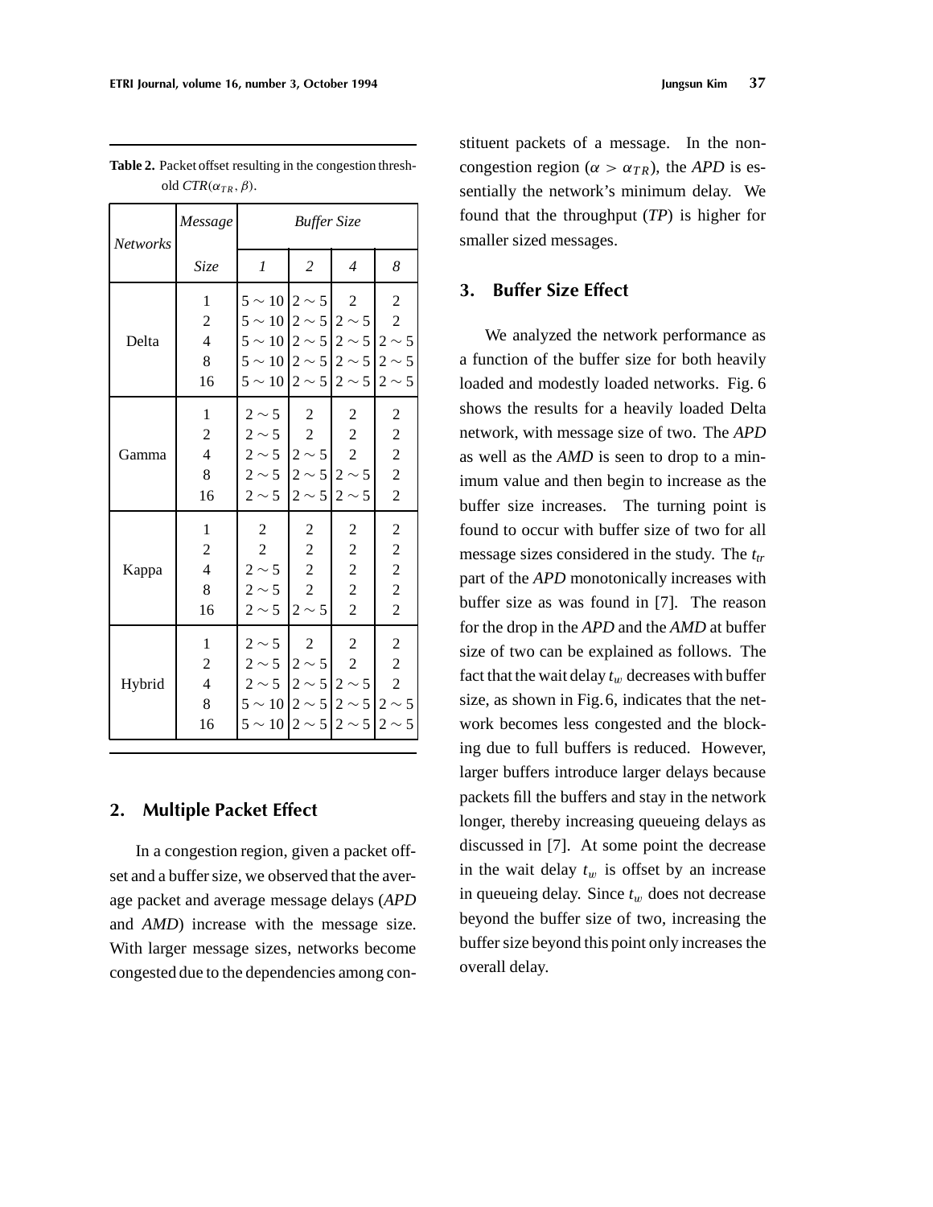**Table 2.** Packet offset resulting in the congestion threshold $CTR(\alpha_{TR}, \beta)$.

| *Networks* | *Message Size* | *Buffer Size* 1 | 2 | 4 | 8 |
|---|---|---|---|---|---|
| Delta | 1 | $5 \sim 10$ | $2 \sim 5$ | 2 | 2 |
| | 2 | $5 \sim 10$ | $2 \sim 5$ | $2 \sim 5$ | 2 |
| | 4 | $5 \sim 10$ | $2 \sim 5$ | $2 \sim 5$ | $2 \sim 5$ |
| | 8 | $5 \sim 10$ | $2 \sim 5$ | $2 \sim 5$ | $2 \sim 5$ |
| | 16 | $5 \sim 10$ | $2 \sim 5$ | $2 \sim 5$ | $2 \sim 5$ |
| Gamma | 1 | $2 \sim 5$ | 2 | 2 | 2 |
| | 2 | $2 \sim 5$ | 2 | 2 | 2 |
| | 4 | $2 \sim 5$ | $2 \sim 5$ | 2 | 2 |
| | 8 | $2 \sim 5$ | $2 \sim 5$ | $2 \sim 5$ | 2 |
| | 16 | $2 \sim 5$ | $2 \sim 5$ | $2 \sim 5$ | 2 |
| Kappa | 1 | 2 | 2 | 2 | 2 |
| | 2 | 2 | 2 | 2 | 2 |
| | 4 | $2 \sim 5$ | 2 | 2 | 2 |
| | 8 | $2 \sim 5$ | 2 | 2 | 2 |
| | 16 | $2 \sim 5$ | $2 \sim 5$ | 2 | 2 |
| Hybrid | 1 | $2 \sim 5$ | 2 | 2 | 2 |
| | 2 | $2 \sim 5$ | $2 \sim 5$ | 2 | 2 |
| | 4 | $2 \sim 5$ | $2 \sim 5$ | $2 \sim 5$ | 2 |
| | 8 | $5 \sim 10$ | $2 \sim 5$ | $2 \sim 5$ | $2 \sim 5$ |
| | 16 | $5 \sim 10$ | $2 \sim 5$ | $2 \sim 5$ | $2 \sim 5$ |

## 2. Multiple Packet Effect

In a congestion region, given a packet offset and a buffer size, we observed that the average packet and average message delays (*APD* and *AMD*) increase with the message size. With larger message sizes, networks become congested due to the dependencies among constituent packets of a message. In the non-congestion region ($\alpha > \alpha_{TR}$), the *APD* is essentially the network's minimum delay. We found that the throughput (*TP*) is higher for smaller sized messages.

## 3. Buffer Size Effect

We analyzed the network performance as a function of the buffer size for both heavily loaded and modestly loaded networks. Fig. 6 shows the results for a heavily loaded Delta network, with message size of two. The *APD* as well as the *AMD* is seen to drop to a minimum value and then begin to increase as the buffer size increases. The turning point is found to occur with buffer size of two for all message sizes considered in the study. The $t_{tr}$ part of the *APD* monotonically increases with buffer size as was found in [7]. The reason for the drop in the *APD* and the *AMD* at buffer size of two can be explained as follows. The fact that the wait delay $t_w$ decreases with buffer size, as shown in Fig. 6, indicates that the network becomes less congested and the blocking due to full buffers is reduced. However, larger buffers introduce larger delays because packets fill the buffers and stay in the network longer, thereby increasing queueing delays as discussed in [7]. At some point the decrease in the wait delay $t_w$ is offset by an increase in queueing delay. Since $t_w$ does not decrease beyond the buffer size of two, increasing the buffer size beyond this point only increases the overall delay.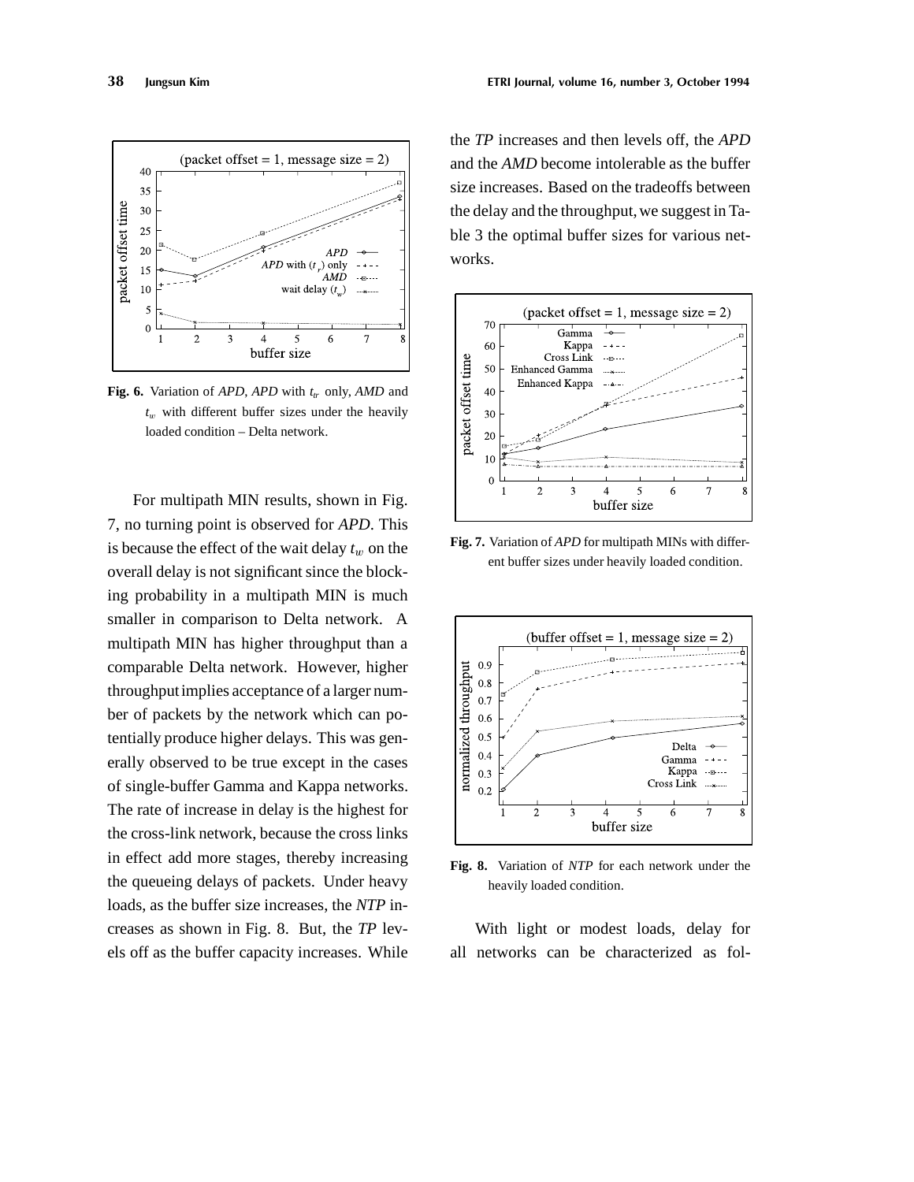Fig. 6. Variation of *APD*, *APD* with $t_{tr}$ only, *AMD* and $t_w$ with different buffer sizes under the heavily loaded condition – Delta network.

For multipath MIN results, shown in Fig. 7, no turning point is observed for *APD*. This is because the effect of the wait delay $t_w$ on the overall delay is not significant since the blocking probability in a multipath MIN is much smaller in comparison to Delta network. A multipath MIN has higher throughput than a comparable Delta network. However, higher throughput implies acceptance of a larger number of packets by the network which can potentially produce higher delays. This was generally observed to be true except in the cases of single-buffer Gamma and Kappa networks. The rate of increase in delay is the highest for the cross-link network, because the cross links in effect add more stages, thereby increasing the queueing delays of packets. Under heavy loads, as the buffer size increases, the *NTP* increases as shown in Fig. 8. But, the *TP* levels off as the buffer capacity increases. While the *TP* increases and then levels off, the *APD* and the *AMD* become intolerable as the buffer size increases. Based on the tradeoffs between the delay and the throughput, we suggest in Table 3 the optimal buffer sizes for various networks.

Fig. 7. Variation of *APD* for multipath MINs with different buffer sizes under heavily loaded condition.

Fig. 8. Variation of *NTP* for each network under the heavily loaded condition.

With light or modest loads, delay for all networks can be characterized as fol-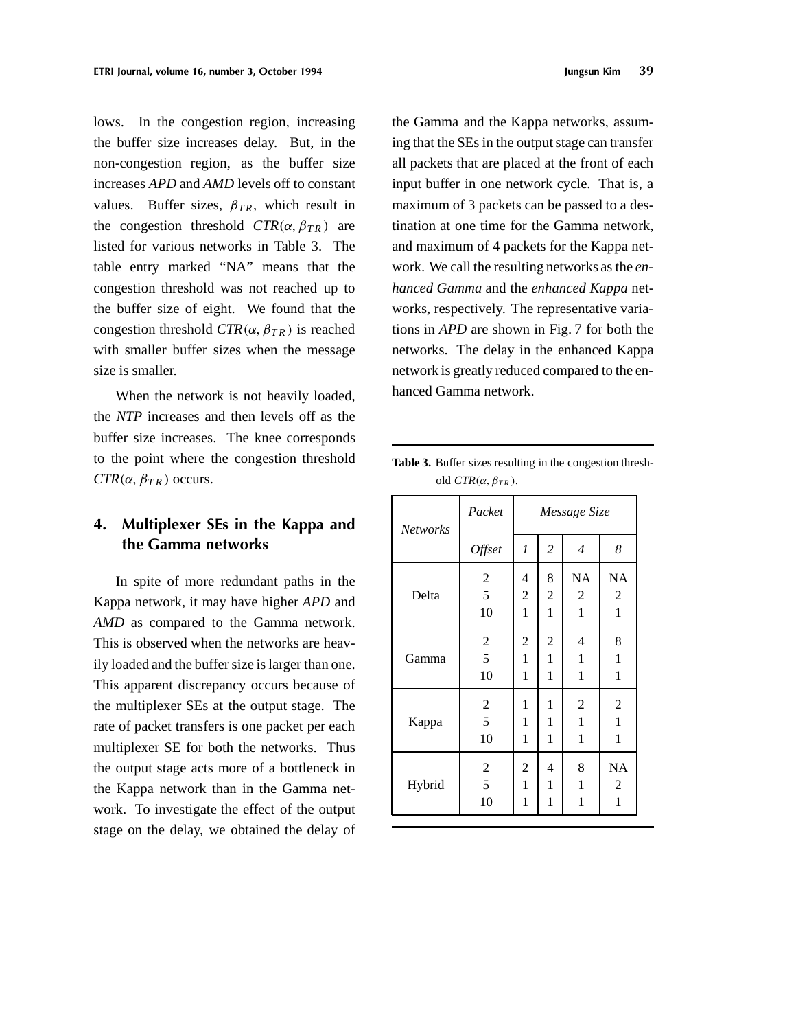lows. In the congestion region, increasing the buffer size increases delay. But, in the non-congestion region, as the buffer size increases *APD* and *AMD* levels off to constant values. Buffer sizes, $\beta_{TR}$, which result in the congestion threshold $CTR(\alpha, \beta_{TR})$ are listed for various networks in Table 3. The table entry marked "NA" means that the congestion threshold was not reached up to the buffer size of eight. We found that the congestion threshold $CTR(\alpha, \beta_{TR})$ is reached with smaller buffer sizes when the message size is smaller.

When the network is not heavily loaded, the *NTP* increases and then levels off as the buffer size increases. The knee corresponds to the point where the congestion threshold $CTR(\alpha, \beta_{TR})$ occurs.

## 4. Multiplexer SEs in the Kappa and the Gamma networks

In spite of more redundant paths in the Kappa network, it may have higher *APD* and *AMD* as compared to the Gamma network. This is observed when the networks are heavily loaded and the buffer size is larger than one. This apparent discrepancy occurs because of the multiplexer SEs at the output stage. The rate of packet transfers is one packet per each multiplexer SE for both the networks. Thus the output stage acts more of a bottleneck in the Kappa network than in the Gamma network. To investigate the effect of the output stage on the delay, we obtained the delay of the Gamma and the Kappa networks, assuming that the SEs in the output stage can transfer all packets that are placed at the front of each input buffer in one network cycle. That is, a maximum of 3 packets can be passed to a destination at one time for the Gamma network, and maximum of 4 packets for the Kappa network. We call the resulting networks as the *enhanced Gamma* and the *enhanced Kappa* networks, respectively. The representative variations in *APD* are shown in Fig. 7 for both the networks. The delay in the enhanced Kappa network is greatly reduced compared to the enhanced Gamma network.

**Table 3.** Buffer sizes resulting in the congestion threshold $CTR(\alpha, \beta_{TR})$.

| *Networks* | *Packet Offset* | *Message Size* 1 | 2 | 4 | 8 |
|---|---|---|---|---|---|
| Delta | 2 | 4 | 8 | NA | NA |
| | 5 | 2 | 2 | 2 | 2 |
| | 10 | 1 | 1 | 1 | 1 |
| Gamma | 2 | 2 | 2 | 4 | 8 |
| | 5 | 1 | 1 | 1 | 1 |
| | 10 | 1 | 1 | 1 | 1 |
| Kappa | 2 | 1 | 1 | 2 | 2 |
| | 5 | 1 | 1 | 1 | 1 |
| | 10 | 1 | 1 | 1 | 1 |
| Hybrid | 2 | 2 | 4 | 8 | NA |
| | 5 | 1 | 1 | 1 | 2 |
| | 10 | 1 | 1 | 1 | 1 |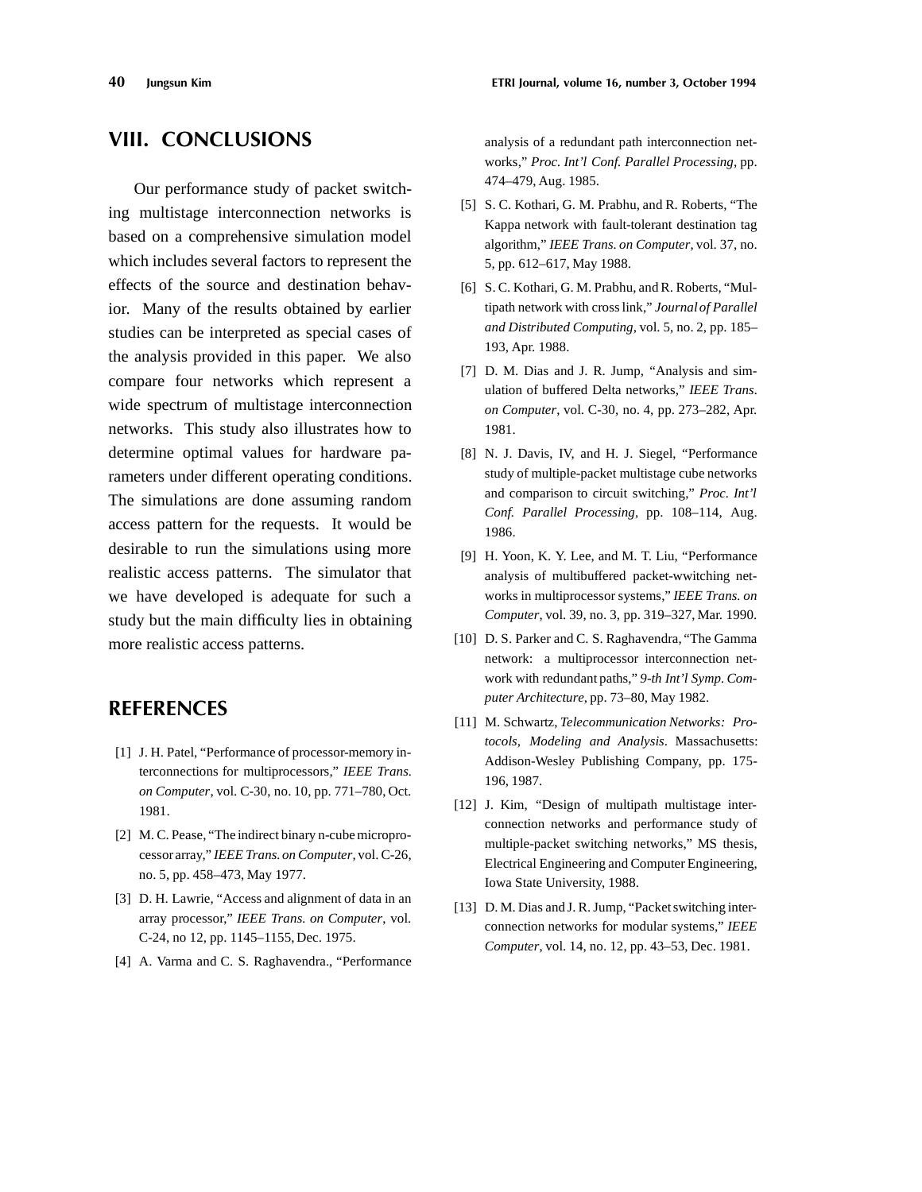## VIII. CONCLUSIONS

Our performance study of packet switching multistage interconnection networks is based on a comprehensive simulation model which includes several factors to represent the effects of the source and destination behavior. Many of the results obtained by earlier studies can be interpreted as special cases of the analysis provided in this paper. We also compare four networks which represent a wide spectrum of multistage interconnection networks. This study also illustrates how to determine optimal values for hardware parameters under different operating conditions. The simulations are done assuming random access pattern for the requests. It would be desirable to run the simulations using more realistic access patterns. The simulator that we have developed is adequate for such a study but the main difficulty lies in obtaining more realistic access patterns.

## REFERENCES

[1] J. H. Patel, "Performance of processor-memory interconnections for multiprocessors," *IEEE Trans. on Computer*, vol. C-30, no. 10, pp. 771–780, Oct. 1981.

[2] M. C. Pease, "The indirect binary n-cube microprocessor array," *IEEE Trans. on Computer*, vol. C-26, no. 5, pp. 458–473, May 1977.

[3] D. H. Lawrie, "Access and alignment of data in an array processor," *IEEE Trans. on Computer*, vol. C-24, no 12, pp. 1145–1155, Dec. 1975.

[4] A. Varma and C. S. Raghavendra., "Performance analysis of a redundant path interconnection networks," *Proc. Int'l Conf. Parallel Processing*, pp. 474–479, Aug. 1985.

[5] S. C. Kothari, G. M. Prabhu, and R. Roberts, "The Kappa network with fault-tolerant destination tag algorithm," *IEEE Trans. on Computer*, vol. 37, no. 5, pp. 612–617, May 1988.

[6] S. C. Kothari, G. M. Prabhu, and R. Roberts, "Multipath network with cross link," *Journal of Parallel and Distributed Computing*, vol. 5, no. 2, pp. 185–193, Apr. 1988.

[7] D. M. Dias and J. R. Jump, "Analysis and simulation of buffered Delta networks," *IEEE Trans. on Computer*, vol. C-30, no. 4, pp. 273–282, Apr. 1981.

[8] N. J. Davis, IV, and H. J. Siegel, "Performance study of multiple-packet multistage cube networks and comparison to circuit switching," *Proc. Int'l Conf. Parallel Processing*, pp. 108–114, Aug. 1986.

[9] H. Yoon, K. Y. Lee, and M. T. Liu, "Performance analysis of multibuffered packet-wwitching networks in multiprocessor systems," *IEEE Trans. on Computer*, vol. 39, no. 3, pp. 319–327, Mar. 1990.

[10] D. S. Parker and C. S. Raghavendra, "The Gamma network: a multiprocessor interconnection network with redundant paths," *9-th Int'l Symp. Computer Architecture*, pp. 73–80, May 1982.

[11] M. Schwartz, *Telecommunication Networks: Protocols, Modeling and Analysis*. Massachusetts: Addison-Wesley Publishing Company, pp. 175-196, 1987.

[12] J. Kim, "Design of multipath multistage interconnection networks and performance study of multiple-packet switching networks," MS thesis, Electrical Engineering and Computer Engineering, Iowa State University, 1988.

[13] D. M. Dias and J. R. Jump, "Packet switching interconnection networks for modular systems," *IEEE Computer*, vol. 14, no. 12, pp. 43–53, Dec. 1981.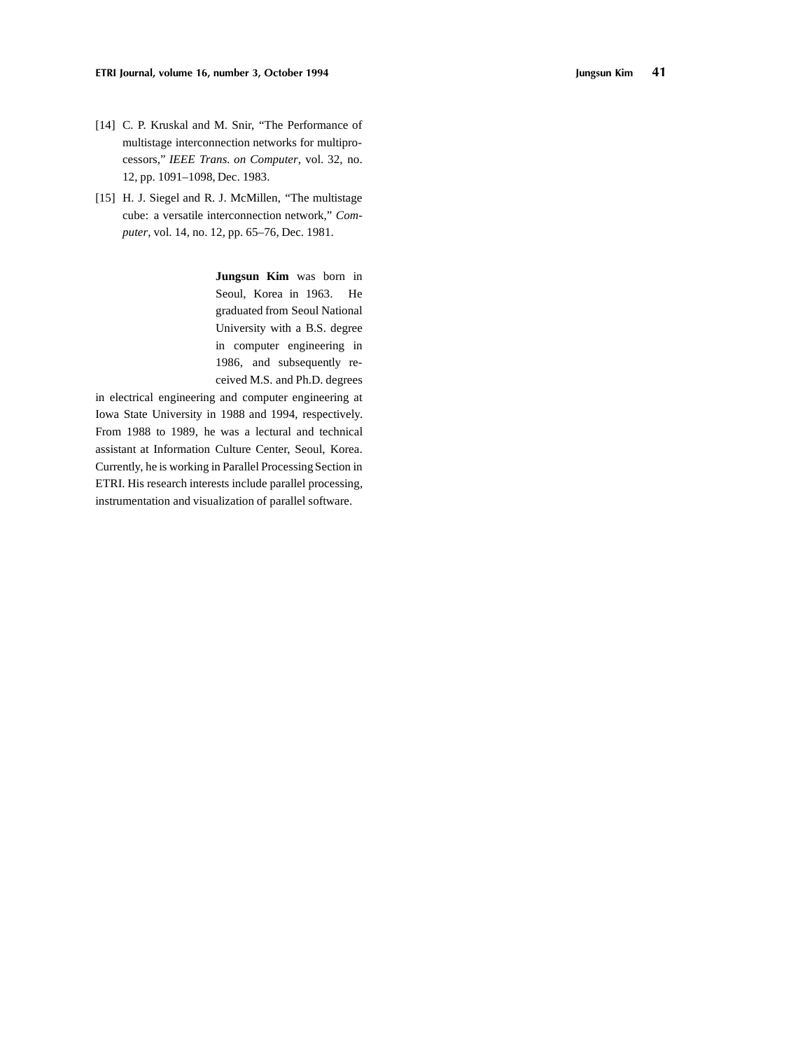[14] C. P. Kruskal and M. Snir, "The Performance of multistage interconnection networks for multiprocessors," *IEEE Trans. on Computer*, vol. 32, no. 12, pp. 1091–1098, Dec. 1983.

[15] H. J. Siegel and R. J. McMillen, "The multistage cube: a versatile interconnection network," *Computer*, vol. 14, no. 12, pp. 65–76, Dec. 1981.

**Jungsun Kim** was born in Seoul, Korea in 1963. He graduated from Seoul National University with a B.S. degree in computer engineering in 1986, and subsequently received M.S. and Ph.D. degrees in electrical engineering and computer engineering at Iowa State University in 1988 and 1994, respectively. From 1988 to 1989, he was a lectural and technical assistant at Information Culture Center, Seoul, Korea. Currently, he is working in Parallel Processing Section in ETRI. His research interests include parallel processing, instrumentation and visualization of parallel software.